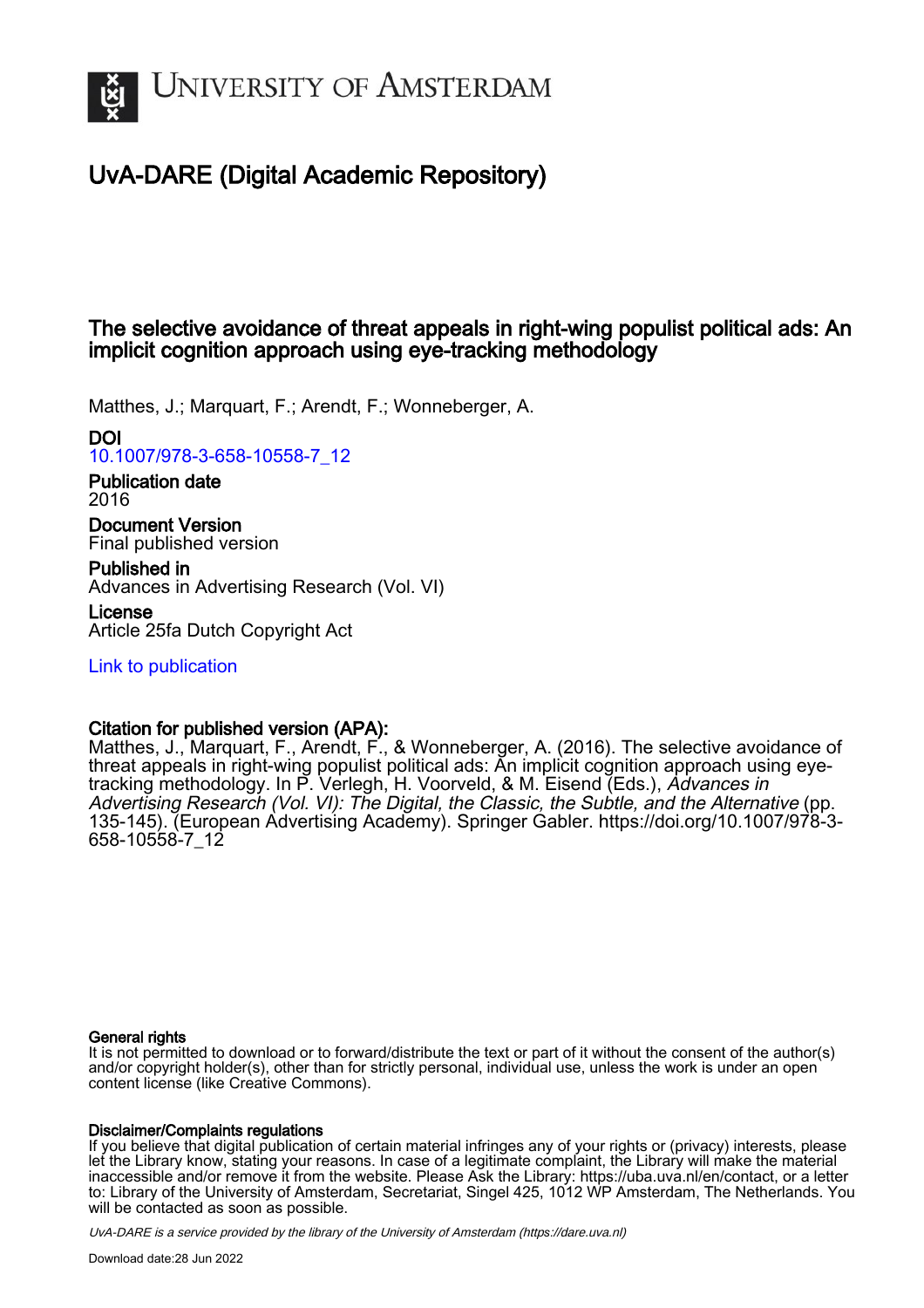# University of Amsterdam

## UvA-DARE (Digital Academic Repository)

### The selective avoidance of threat appeals in right-wing populist political ads: An implicit cognition approach using eye-tracking methodology

Matthes, J.; Marquart, F.; Arendt, F.; Wonneberger, A.

**DOI**
10.1007/978-3-658-10558-7_12

**Publication date**
2016

**Document Version**
Final published version

**Published in**
Advances in Advertising Research (Vol. VI)

**License**
Article 25fa Dutch Copyright Act

Link to publication

**Citation for published version (APA):**
Matthes, J., Marquart, F., Arendt, F., & Wonneberger, A. (2016). The selective avoidance of threat appeals in right-wing populist political ads: An implicit cognition approach using eye-tracking methodology. In P. Verlegh, H. Voorveld, & M. Eisend (Eds.), *Advances in Advertising Research (Vol. VI): The Digital, the Classic, the Subtle, and the Alternative* (pp. 135-145). (European Advertising Academy). Springer Gabler. https://doi.org/10.1007/978-3-658-10558-7_12

**General rights**
It is not permitted to download or to forward/distribute the text or part of it without the consent of the author(s) and/or copyright holder(s), other than for strictly personal, individual use, unless the work is under an open content license (like Creative Commons).

**Disclaimer/Complaints regulations**
If you believe that digital publication of certain material infringes any of your rights or (privacy) interests, please let the Library know, stating your reasons. In case of a legitimate complaint, the Library will make the material inaccessible and/or remove it from the website. Please Ask the Library: https://uba.uva.nl/en/contact, or a letter to: Library of the University of Amsterdam, Secretariat, Singel 425, 1012 WP Amsterdam, The Netherlands. You will be contacted as soon as possible.

*UvA-DARE is a service provided by the library of the University of Amsterdam (https://dare.uva.nl)*

Download date:28 Jun 2022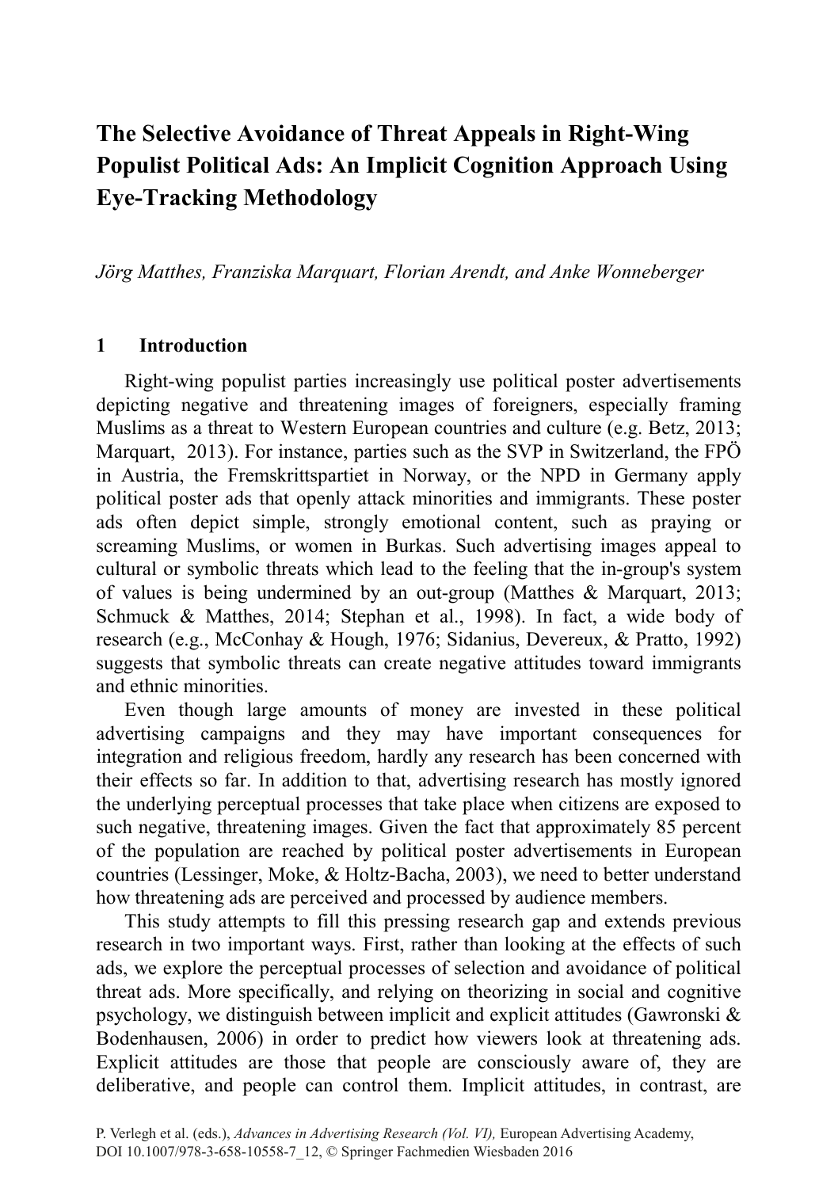# The Selective Avoidance of Threat Appeals in Right-Wing Populist Political Ads: An Implicit Cognition Approach Using Eye-Tracking Methodology

*Jörg Matthes, Franziska Marquart, Florian Arendt, and Anke Wonneberger*

## 1 Introduction

Right-wing populist parties increasingly use political poster advertisements depicting negative and threatening images of foreigners, especially framing Muslims as a threat to Western European countries and culture (e.g. Betz, 2013; Marquart, 2013). For instance, parties such as the SVP in Switzerland, the FPÖ in Austria, the Fremskrittspartiet in Norway, or the NPD in Germany apply political poster ads that openly attack minorities and immigrants. These poster ads often depict simple, strongly emotional content, such as praying or screaming Muslims, or women in Burkas. Such advertising images appeal to cultural or symbolic threats which lead to the feeling that the in-group's system of values is being undermined by an out-group (Matthes & Marquart, 2013; Schmuck & Matthes, 2014; Stephan et al., 1998). In fact, a wide body of research (e.g., McConhay & Hough, 1976; Sidanius, Devereux, & Pratto, 1992) suggests that symbolic threats can create negative attitudes toward immigrants and ethnic minorities.

Even though large amounts of money are invested in these political advertising campaigns and they may have important consequences for integration and religious freedom, hardly any research has been concerned with their effects so far. In addition to that, advertising research has mostly ignored the underlying perceptual processes that take place when citizens are exposed to such negative, threatening images. Given the fact that approximately 85 percent of the population are reached by political poster advertisements in European countries (Lessinger, Moke, & Holtz-Bacha, 2003), we need to better understand how threatening ads are perceived and processed by audience members.

This study attempts to fill this pressing research gap and extends previous research in two important ways. First, rather than looking at the effects of such ads, we explore the perceptual processes of selection and avoidance of political threat ads. More specifically, and relying on theorizing in social and cognitive psychology, we distinguish between implicit and explicit attitudes (Gawronski & Bodenhausen, 2006) in order to predict how viewers look at threatening ads. Explicit attitudes are those that people are consciously aware of, they are deliberative, and people can control them. Implicit attitudes, in contrast, are

P. Verlegh et al. (eds.), *Advances in Advertising Research (Vol. VI),* European Advertising Academy, DOI 10.1007/978-3-658-10558-7_12, © Springer Fachmedien Wiesbaden 2016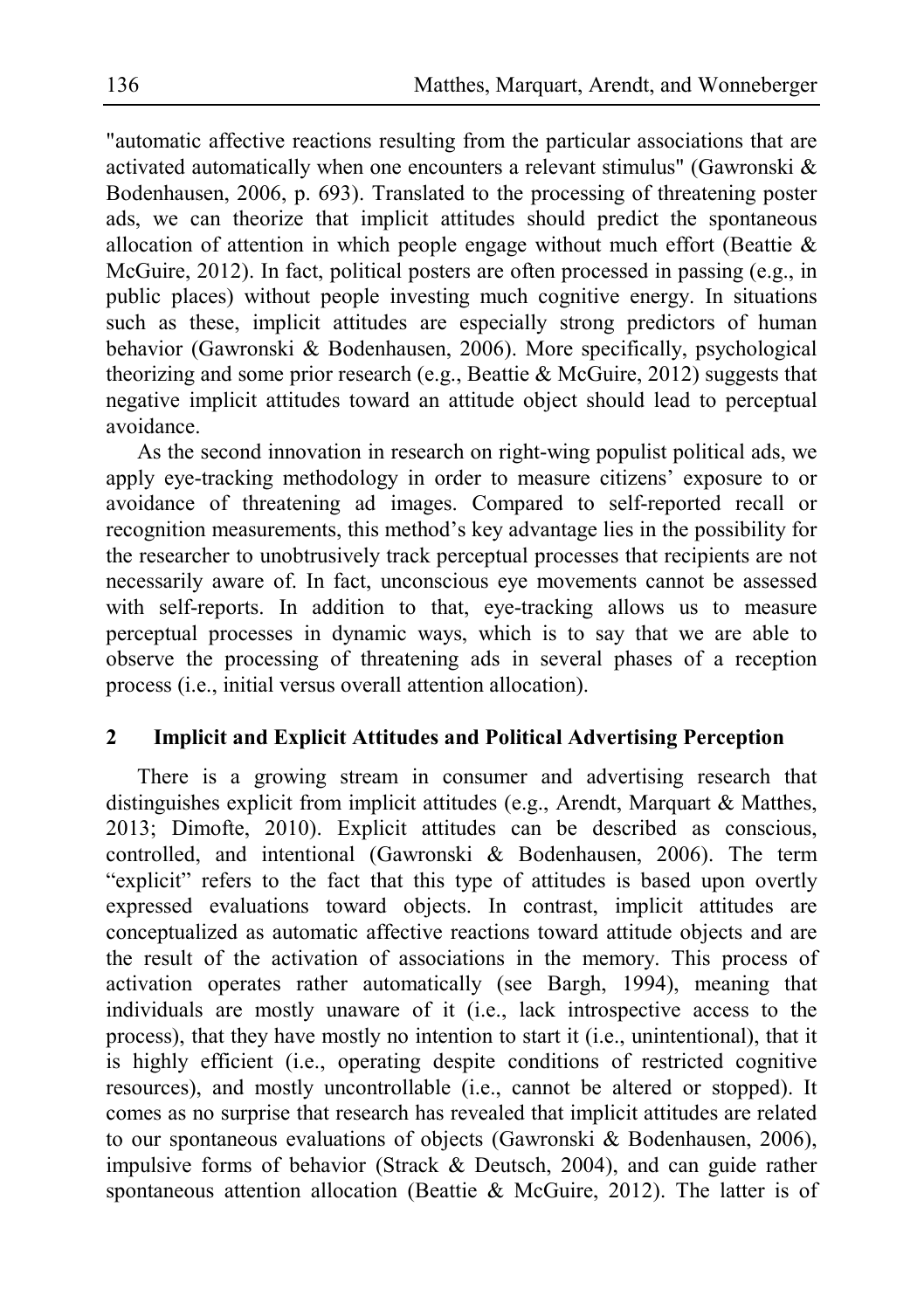"automatic affective reactions resulting from the particular associations that are activated automatically when one encounters a relevant stimulus" (Gawronski & Bodenhausen, 2006, p. 693). Translated to the processing of threatening poster ads, we can theorize that implicit attitudes should predict the spontaneous allocation of attention in which people engage without much effort (Beattie & McGuire, 2012). In fact, political posters are often processed in passing (e.g., in public places) without people investing much cognitive energy. In situations such as these, implicit attitudes are especially strong predictors of human behavior (Gawronski & Bodenhausen, 2006). More specifically, psychological theorizing and some prior research (e.g., Beattie & McGuire, 2012) suggests that negative implicit attitudes toward an attitude object should lead to perceptual avoidance.

As the second innovation in research on right-wing populist political ads, we apply eye-tracking methodology in order to measure citizens' exposure to or avoidance of threatening ad images. Compared to self-reported recall or recognition measurements, this method's key advantage lies in the possibility for the researcher to unobtrusively track perceptual processes that recipients are not necessarily aware of. In fact, unconscious eye movements cannot be assessed with self-reports. In addition to that, eye-tracking allows us to measure perceptual processes in dynamic ways, which is to say that we are able to observe the processing of threatening ads in several phases of a reception process (i.e., initial versus overall attention allocation).

## 2 Implicit and Explicit Attitudes and Political Advertising Perception

There is a growing stream in consumer and advertising research that distinguishes explicit from implicit attitudes (e.g., Arendt, Marquart & Matthes, 2013; Dimofte, 2010). Explicit attitudes can be described as conscious, controlled, and intentional (Gawronski & Bodenhausen, 2006). The term "explicit" refers to the fact that this type of attitudes is based upon overtly expressed evaluations toward objects. In contrast, implicit attitudes are conceptualized as automatic affective reactions toward attitude objects and are the result of the activation of associations in the memory. This process of activation operates rather automatically (see Bargh, 1994), meaning that individuals are mostly unaware of it (i.e., lack introspective access to the process), that they have mostly no intention to start it (i.e., unintentional), that it is highly efficient (i.e., operating despite conditions of restricted cognitive resources), and mostly uncontrollable (i.e., cannot be altered or stopped). It comes as no surprise that research has revealed that implicit attitudes are related to our spontaneous evaluations of objects (Gawronski & Bodenhausen, 2006), impulsive forms of behavior (Strack & Deutsch, 2004), and can guide rather spontaneous attention allocation (Beattie & McGuire, 2012). The latter is of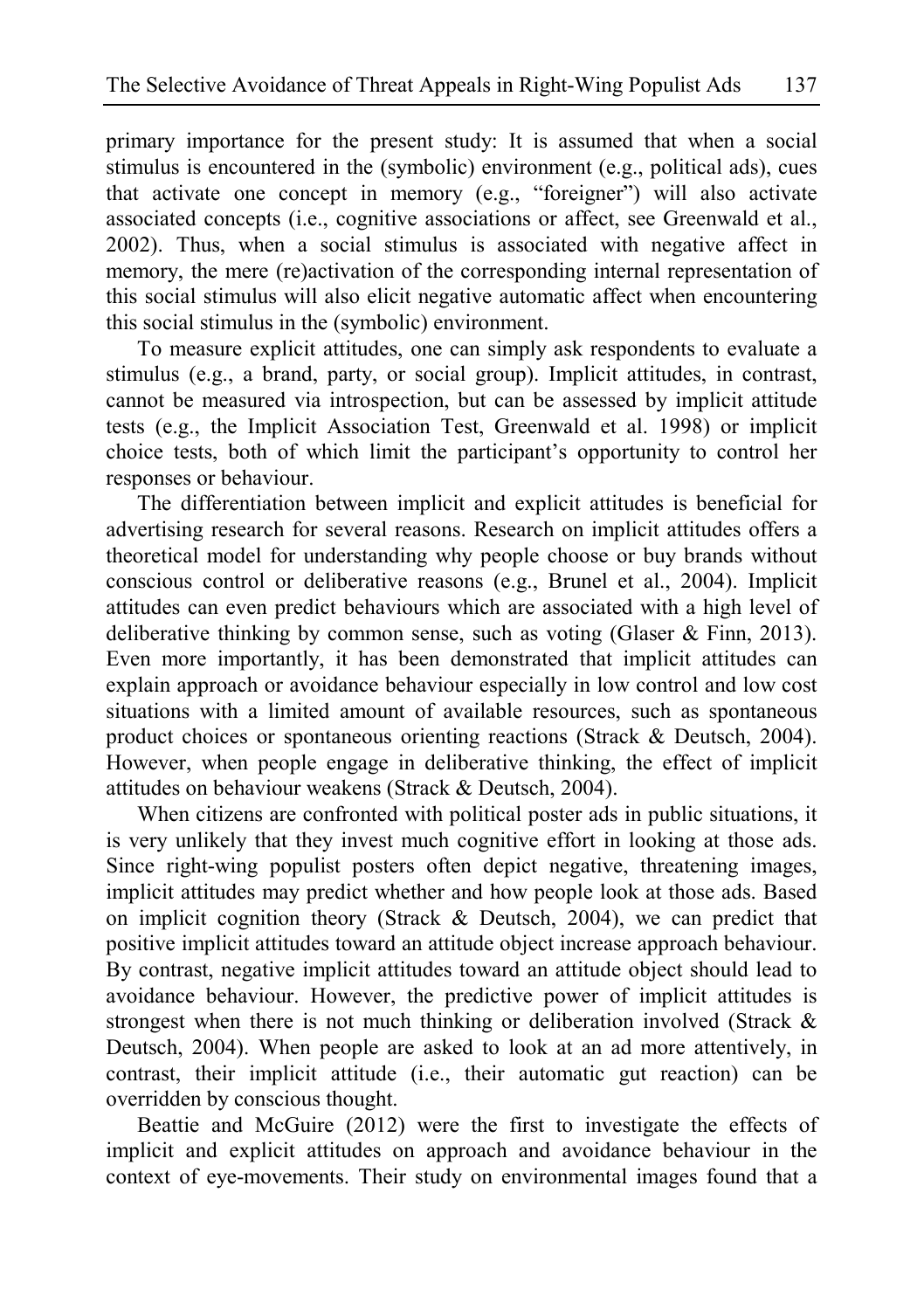primary importance for the present study: It is assumed that when a social stimulus is encountered in the (symbolic) environment (e.g., political ads), cues that activate one concept in memory (e.g., "foreigner") will also activate associated concepts (i.e., cognitive associations or affect, see Greenwald et al., 2002). Thus, when a social stimulus is associated with negative affect in memory, the mere (re)activation of the corresponding internal representation of this social stimulus will also elicit negative automatic affect when encountering this social stimulus in the (symbolic) environment.

To measure explicit attitudes, one can simply ask respondents to evaluate a stimulus (e.g., a brand, party, or social group). Implicit attitudes, in contrast, cannot be measured via introspection, but can be assessed by implicit attitude tests (e.g., the Implicit Association Test, Greenwald et al. 1998) or implicit choice tests, both of which limit the participant's opportunity to control her responses or behaviour.

The differentiation between implicit and explicit attitudes is beneficial for advertising research for several reasons. Research on implicit attitudes offers a theoretical model for understanding why people choose or buy brands without conscious control or deliberative reasons (e.g., Brunel et al., 2004). Implicit attitudes can even predict behaviours which are associated with a high level of deliberative thinking by common sense, such as voting (Glaser & Finn, 2013). Even more importantly, it has been demonstrated that implicit attitudes can explain approach or avoidance behaviour especially in low control and low cost situations with a limited amount of available resources, such as spontaneous product choices or spontaneous orienting reactions (Strack & Deutsch, 2004). However, when people engage in deliberative thinking, the effect of implicit attitudes on behaviour weakens (Strack & Deutsch, 2004).

When citizens are confronted with political poster ads in public situations, it is very unlikely that they invest much cognitive effort in looking at those ads. Since right-wing populist posters often depict negative, threatening images, implicit attitudes may predict whether and how people look at those ads. Based on implicit cognition theory (Strack & Deutsch, 2004), we can predict that positive implicit attitudes toward an attitude object increase approach behaviour. By contrast, negative implicit attitudes toward an attitude object should lead to avoidance behaviour. However, the predictive power of implicit attitudes is strongest when there is not much thinking or deliberation involved (Strack & Deutsch, 2004). When people are asked to look at an ad more attentively, in contrast, their implicit attitude (i.e., their automatic gut reaction) can be overridden by conscious thought.

Beattie and McGuire (2012) were the first to investigate the effects of implicit and explicit attitudes on approach and avoidance behaviour in the context of eye-movements. Their study on environmental images found that a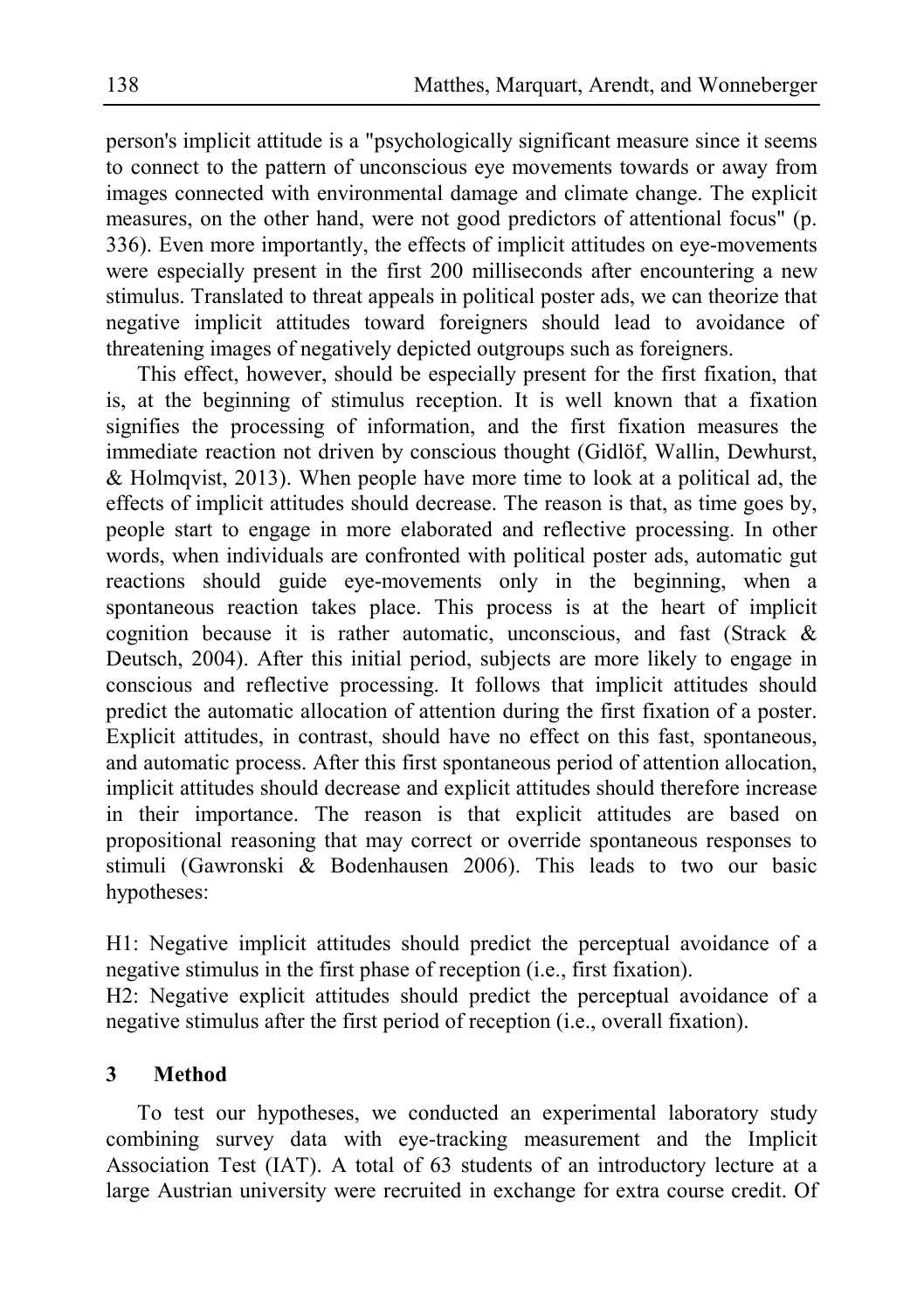person's implicit attitude is a "psychologically significant measure since it seems to connect to the pattern of unconscious eye movements towards or away from images connected with environmental damage and climate change. The explicit measures, on the other hand, were not good predictors of attentional focus" (p. 336). Even more importantly, the effects of implicit attitudes on eye-movements were especially present in the first 200 milliseconds after encountering a new stimulus. Translated to threat appeals in political poster ads, we can theorize that negative implicit attitudes toward foreigners should lead to avoidance of threatening images of negatively depicted outgroups such as foreigners.

This effect, however, should be especially present for the first fixation, that is, at the beginning of stimulus reception. It is well known that a fixation signifies the processing of information, and the first fixation measures the immediate reaction not driven by conscious thought (Gidlöf, Wallin, Dewhurst, & Holmqvist, 2013). When people have more time to look at a political ad, the effects of implicit attitudes should decrease. The reason is that, as time goes by, people start to engage in more elaborated and reflective processing. In other words, when individuals are confronted with political poster ads, automatic gut reactions should guide eye-movements only in the beginning, when a spontaneous reaction takes place. This process is at the heart of implicit cognition because it is rather automatic, unconscious, and fast (Strack & Deutsch, 2004). After this initial period, subjects are more likely to engage in conscious and reflective processing. It follows that implicit attitudes should predict the automatic allocation of attention during the first fixation of a poster. Explicit attitudes, in contrast, should have no effect on this fast, spontaneous, and automatic process. After this first spontaneous period of attention allocation, implicit attitudes should decrease and explicit attitudes should therefore increase in their importance. The reason is that explicit attitudes are based on propositional reasoning that may correct or override spontaneous responses to stimuli (Gawronski & Bodenhausen 2006). This leads to two our basic hypotheses:

H1: Negative implicit attitudes should predict the perceptual avoidance of a negative stimulus in the first phase of reception (i.e., first fixation).
H2: Negative explicit attitudes should predict the perceptual avoidance of a negative stimulus after the first period of reception (i.e., overall fixation).

## 3 Method

To test our hypotheses, we conducted an experimental laboratory study combining survey data with eye-tracking measurement and the Implicit Association Test (IAT). A total of 63 students of an introductory lecture at a large Austrian university were recruited in exchange for extra course credit. Of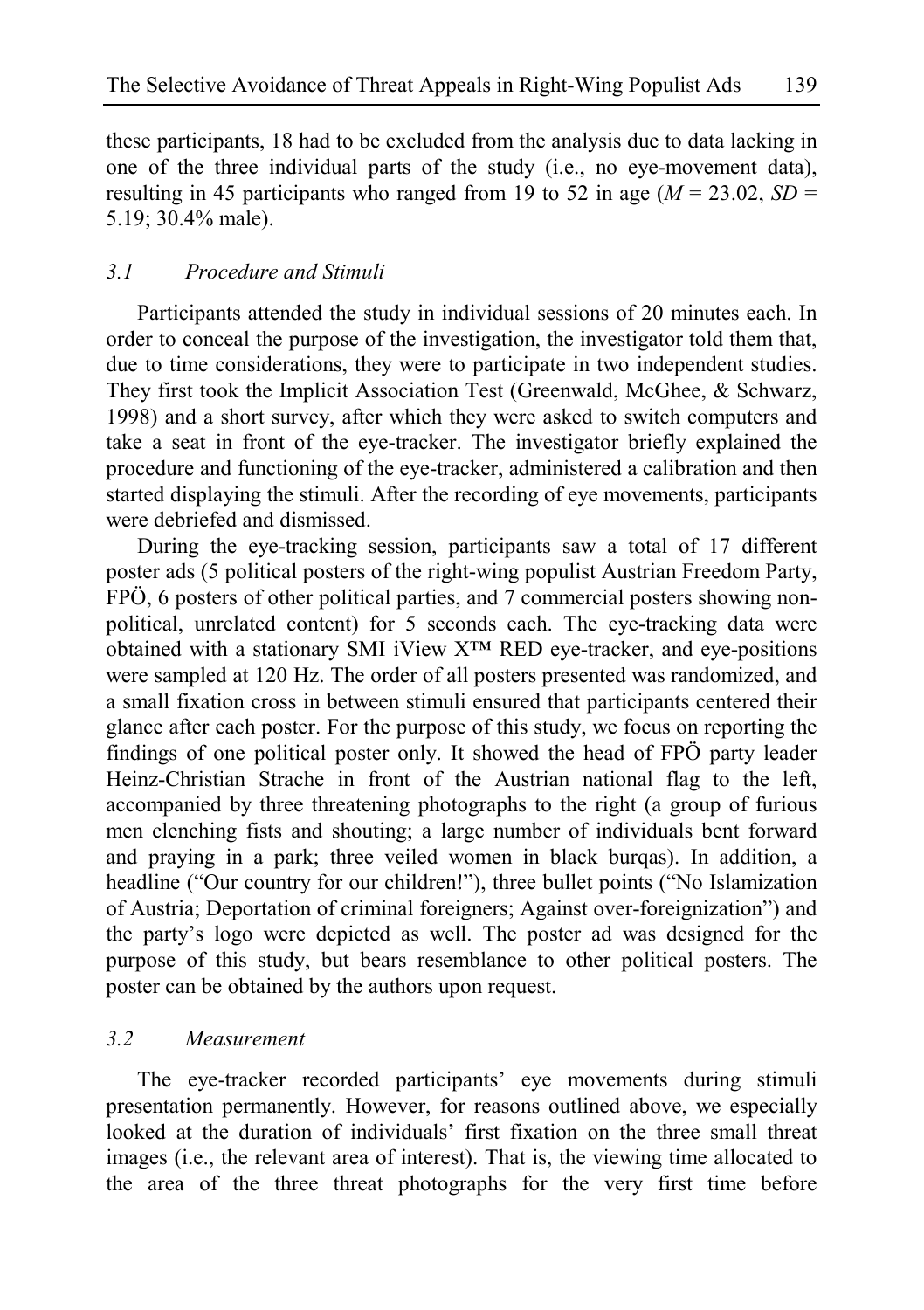these participants, 18 had to be excluded from the analysis due to data lacking in one of the three individual parts of the study (i.e., no eye-movement data), resulting in 45 participants who ranged from 19 to 52 in age ($M$ = 23.02, $SD$ = 5.19; 30.4% male).

### *3.1 Procedure and Stimuli*

Participants attended the study in individual sessions of 20 minutes each. In order to conceal the purpose of the investigation, the investigator told them that, due to time considerations, they were to participate in two independent studies. They first took the Implicit Association Test (Greenwald, McGhee, & Schwarz, 1998) and a short survey, after which they were asked to switch computers and take a seat in front of the eye-tracker. The investigator briefly explained the procedure and functioning of the eye-tracker, administered a calibration and then started displaying the stimuli. After the recording of eye movements, participants were debriefed and dismissed.

During the eye-tracking session, participants saw a total of 17 different poster ads (5 political posters of the right-wing populist Austrian Freedom Party, FPÖ, 6 posters of other political parties, and 7 commercial posters showing non-political, unrelated content) for 5 seconds each. The eye-tracking data were obtained with a stationary SMI iView X™ RED eye-tracker, and eye-positions were sampled at 120 Hz. The order of all posters presented was randomized, and a small fixation cross in between stimuli ensured that participants centered their glance after each poster. For the purpose of this study, we focus on reporting the findings of one political poster only. It showed the head of FPÖ party leader Heinz-Christian Strache in front of the Austrian national flag to the left, accompanied by three threatening photographs to the right (a group of furious men clenching fists and shouting; a large number of individuals bent forward and praying in a park; three veiled women in black burqas). In addition, a headline ("Our country for our children!"), three bullet points ("No Islamization of Austria; Deportation of criminal foreigners; Against over-foreignization") and the party's logo were depicted as well. The poster ad was designed for the purpose of this study, but bears resemblance to other political posters. The poster can be obtained by the authors upon request.

### *3.2 Measurement*

The eye-tracker recorded participants' eye movements during stimuli presentation permanently. However, for reasons outlined above, we especially looked at the duration of individuals' first fixation on the three small threat images (i.e., the relevant area of interest). That is, the viewing time allocated to the area of the three threat photographs for the very first time before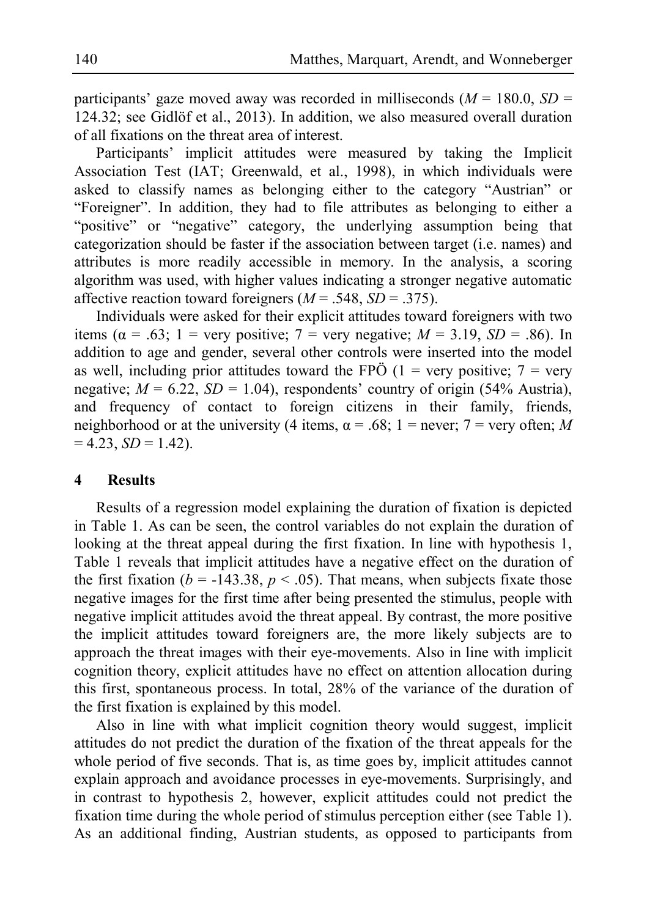participants' gaze moved away was recorded in milliseconds ($M$ = 180.0, $SD$ = 124.32; see Gidlöf et al., 2013). In addition, we also measured overall duration of all fixations on the threat area of interest.

Participants' implicit attitudes were measured by taking the Implicit Association Test (IAT; Greenwald, et al., 1998), in which individuals were asked to classify names as belonging either to the category "Austrian" or "Foreigner". In addition, they had to file attributes as belonging to either a "positive" or "negative" category, the underlying assumption being that categorization should be faster if the association between target (i.e. names) and attributes is more readily accessible in memory. In the analysis, a scoring algorithm was used, with higher values indicating a stronger negative automatic affective reaction toward foreigners ($M$ = .548, $SD$ = .375).

Individuals were asked for their explicit attitudes toward foreigners with two items ($\alpha$ = .63; 1 = very positive; 7 = very negative; $M$ = 3.19, $SD$ = .86). In addition to age and gender, several other controls were inserted into the model as well, including prior attitudes toward the FPÖ (1 = very positive; 7 = very negative; $M$ = 6.22, $SD$ = 1.04), respondents' country of origin (54% Austria), and frequency of contact to foreign citizens in their family, friends, neighborhood or at the university (4 items, $\alpha$ = .68; 1 = never; 7 = very often; $M$ = 4.23, $SD$ = 1.42).

## 4 Results

Results of a regression model explaining the duration of fixation is depicted in Table 1. As can be seen, the control variables do not explain the duration of looking at the threat appeal during the first fixation. In line with hypothesis 1, Table 1 reveals that implicit attitudes have a negative effect on the duration of the first fixation ($b$ = -143.38, $p$ < .05). That means, when subjects fixate those negative images for the first time after being presented the stimulus, people with negative implicit attitudes avoid the threat appeal. By contrast, the more positive the implicit attitudes toward foreigners are, the more likely subjects are to approach the threat images with their eye-movements. Also in line with implicit cognition theory, explicit attitudes have no effect on attention allocation during this first, spontaneous process. In total, 28% of the variance of the duration of the first fixation is explained by this model.

Also in line with what implicit cognition theory would suggest, implicit attitudes do not predict the duration of the fixation of the threat appeals for the whole period of five seconds. That is, as time goes by, implicit attitudes cannot explain approach and avoidance processes in eye-movements. Surprisingly, and in contrast to hypothesis 2, however, explicit attitudes could not predict the fixation time during the whole period of stimulus perception either (see Table 1). As an additional finding, Austrian students, as opposed to participants from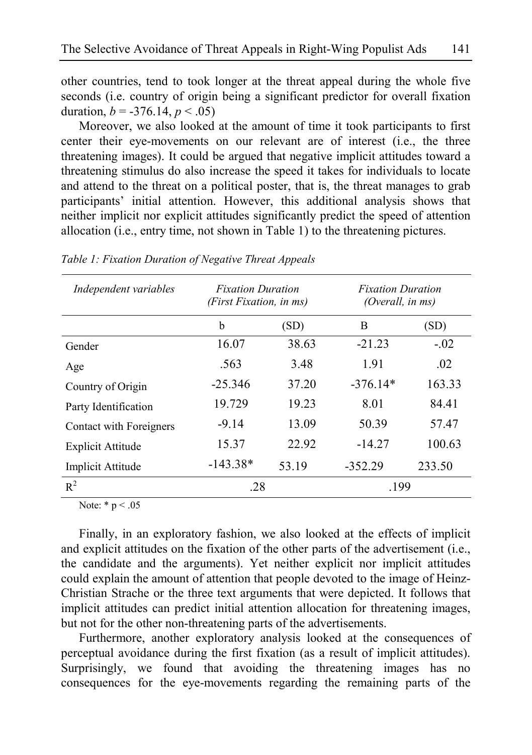other countries, tend to took longer at the threat appeal during the whole five seconds (i.e. country of origin being a significant predictor for overall fixation duration, $b = -376.14$, $p < .05$)

Moreover, we also looked at the amount of time it took participants to first center their eye-movements on our relevant are of interest (i.e., the three threatening images). It could be argued that negative implicit attitudes toward a threatening stimulus do also increase the speed it takes for individuals to locate and attend to the threat on a political poster, that is, the threat manages to grab participants' initial attention. However, this additional analysis shows that neither implicit nor explicit attitudes significantly predict the speed of attention allocation (i.e., entry time, not shown in Table 1) to the threatening pictures.

*Table 1: Fixation Duration of Negative Threat Appeals*

| *Independent variables* | *Fixation Duration (First Fixation, in ms)* | | *Fixation Duration (Overall, in ms)* | |
|---|---|---|---|---|
| | b | (SD) | B | (SD) |
| Gender | 16.07 | 38.63 | -21.23 | -.02 |
| Age | .563 | 3.48 | 1.91 | .02 |
| Country of Origin | -25.346 | 37.20 | -376.14* | 163.33 |
| Party Identification | 19.729 | 19.23 | 8.01 | 84.41 |
| Contact with Foreigners | -9.14 | 13.09 | 50.39 | 57.47 |
| Explicit Attitude | 15.37 | 22.92 | -14.27 | 100.63 |
| Implicit Attitude | -143.38* | 53.19 | -352.29 | 233.50 |
| $R^2$ | .28 | | .199 | |

Note: * $p < .05$

Finally, in an exploratory fashion, we also looked at the effects of implicit and explicit attitudes on the fixation of the other parts of the advertisement (i.e., the candidate and the arguments). Yet neither explicit nor implicit attitudes could explain the amount of attention that people devoted to the image of Heinz-Christian Strache or the three text arguments that were depicted. It follows that implicit attitudes can predict initial attention allocation for threatening images, but not for the other non-threatening parts of the advertisements.

Furthermore, another exploratory analysis looked at the consequences of perceptual avoidance during the first fixation (as a result of implicit attitudes). Surprisingly, we found that avoiding the threatening images has no consequences for the eye-movements regarding the remaining parts of the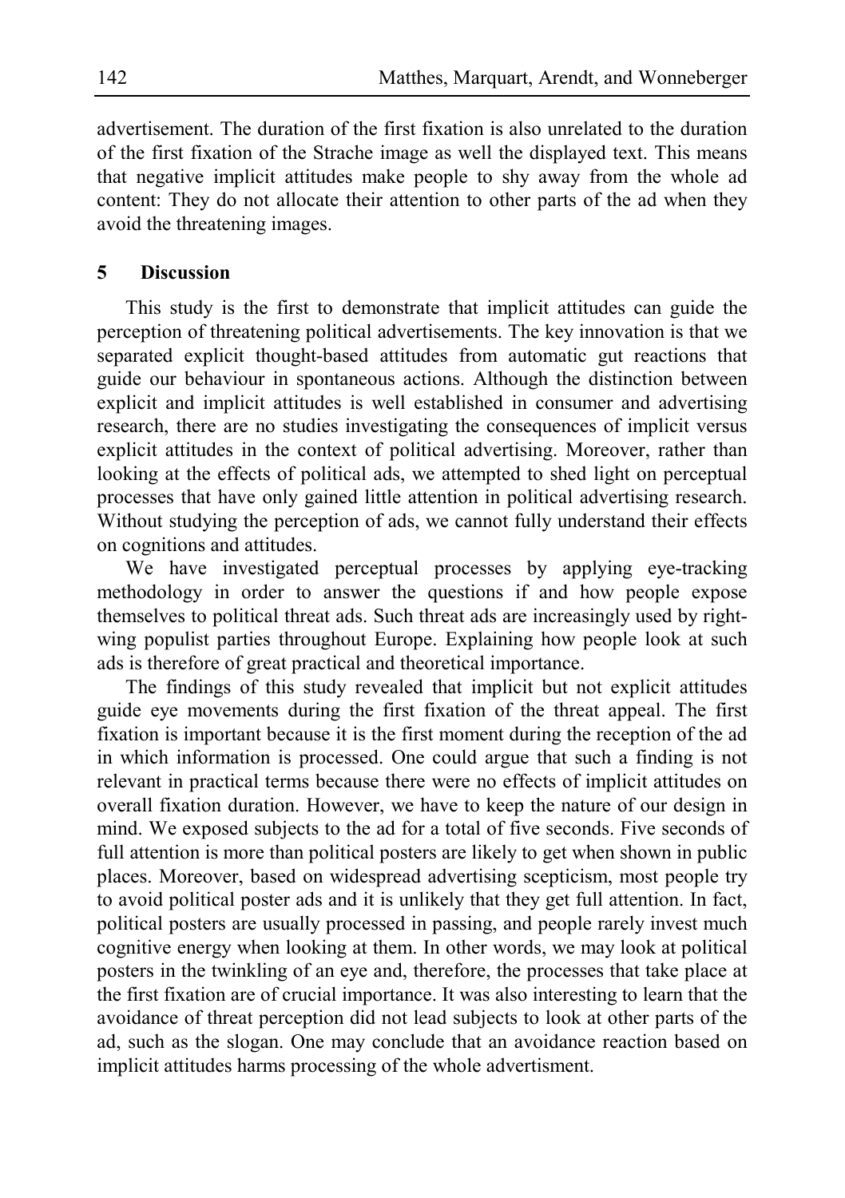advertisement. The duration of the first fixation is also unrelated to the duration of the first fixation of the Strache image as well the displayed text. This means that negative implicit attitudes make people to shy away from the whole ad content: They do not allocate their attention to other parts of the ad when they avoid the threatening images.

## 5 Discussion

This study is the first to demonstrate that implicit attitudes can guide the perception of threatening political advertisements. The key innovation is that we separated explicit thought-based attitudes from automatic gut reactions that guide our behaviour in spontaneous actions. Although the distinction between explicit and implicit attitudes is well established in consumer and advertising research, there are no studies investigating the consequences of implicit versus explicit attitudes in the context of political advertising. Moreover, rather than looking at the effects of political ads, we attempted to shed light on perceptual processes that have only gained little attention in political advertising research. Without studying the perception of ads, we cannot fully understand their effects on cognitions and attitudes.

We have investigated perceptual processes by applying eye-tracking methodology in order to answer the questions if and how people expose themselves to political threat ads. Such threat ads are increasingly used by right-wing populist parties throughout Europe. Explaining how people look at such ads is therefore of great practical and theoretical importance.

The findings of this study revealed that implicit but not explicit attitudes guide eye movements during the first fixation of the threat appeal. The first fixation is important because it is the first moment during the reception of the ad in which information is processed. One could argue that such a finding is not relevant in practical terms because there were no effects of implicit attitudes on overall fixation duration. However, we have to keep the nature of our design in mind. We exposed subjects to the ad for a total of five seconds. Five seconds of full attention is more than political posters are likely to get when shown in public places. Moreover, based on widespread advertising scepticism, most people try to avoid political poster ads and it is unlikely that they get full attention. In fact, political posters are usually processed in passing, and people rarely invest much cognitive energy when looking at them. In other words, we may look at political posters in the twinkling of an eye and, therefore, the processes that take place at the first fixation are of crucial importance. It was also interesting to learn that the avoidance of threat perception did not lead subjects to look at other parts of the ad, such as the slogan. One may conclude that an avoidance reaction based on implicit attitudes harms processing of the whole advertisment.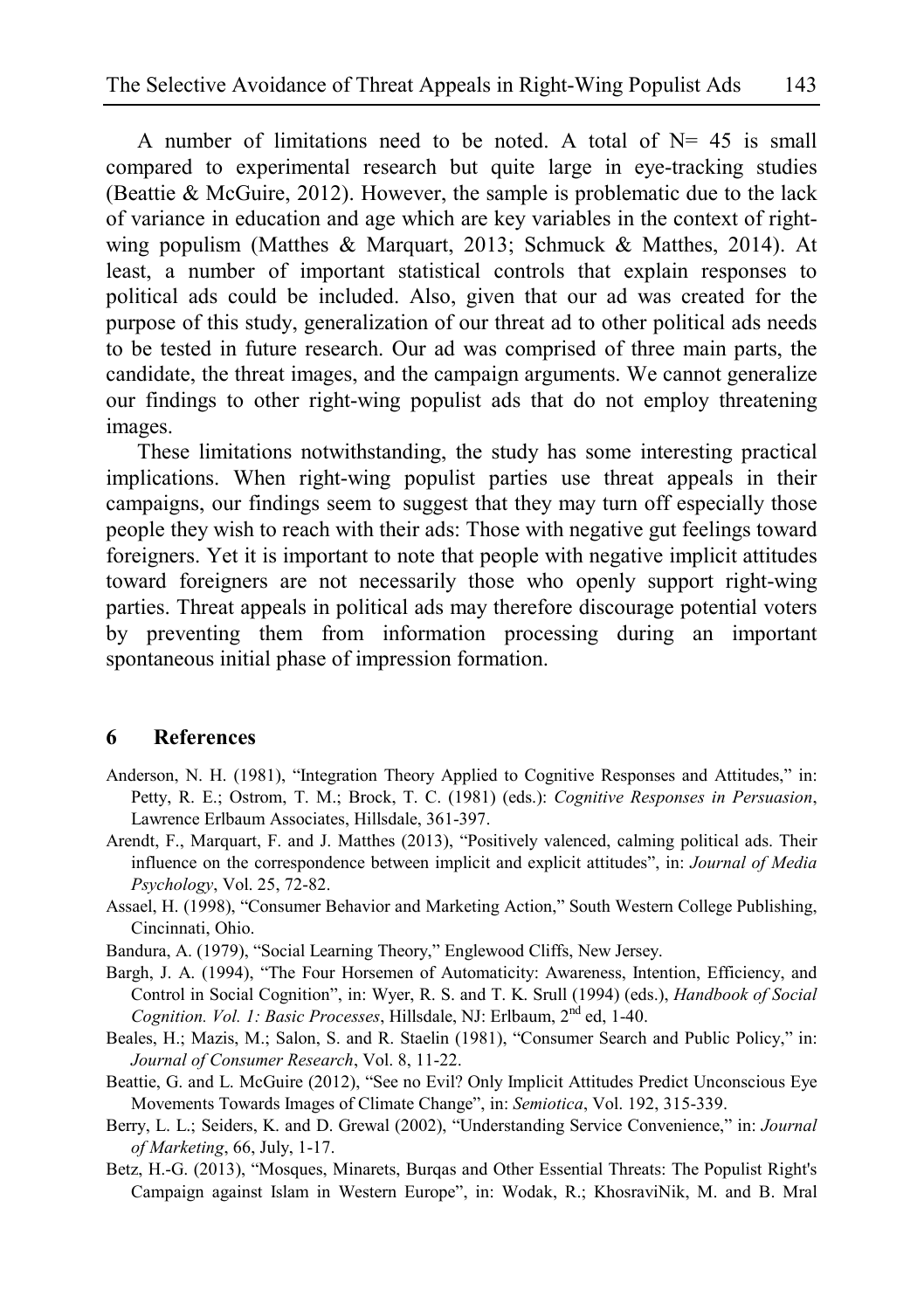A number of limitations need to be noted. A total of N= 45 is small compared to experimental research but quite large in eye-tracking studies (Beattie & McGuire, 2012). However, the sample is problematic due to the lack of variance in education and age which are key variables in the context of right-wing populism (Matthes & Marquart, 2013; Schmuck & Matthes, 2014). At least, a number of important statistical controls that explain responses to political ads could be included. Also, given that our ad was created for the purpose of this study, generalization of our threat ad to other political ads needs to be tested in future research. Our ad was comprised of three main parts, the candidate, the threat images, and the campaign arguments. We cannot generalize our findings to other right-wing populist ads that do not employ threatening images.

These limitations notwithstanding, the study has some interesting practical implications. When right-wing populist parties use threat appeals in their campaigns, our findings seem to suggest that they may turn off especially those people they wish to reach with their ads: Those with negative gut feelings toward foreigners. Yet it is important to note that people with negative implicit attitudes toward foreigners are not necessarily those who openly support right-wing parties. Threat appeals in political ads may therefore discourage potential voters by preventing them from information processing during an important spontaneous initial phase of impression formation.

## 6 References

Anderson, N. H. (1981), "Integration Theory Applied to Cognitive Responses and Attitudes," in: Petty, R. E.; Ostrom, T. M.; Brock, T. C. (1981) (eds.): *Cognitive Responses in Persuasion*, Lawrence Erlbaum Associates, Hillsdale, 361-397.

Arendt, F., Marquart, F. and J. Matthes (2013), "Positively valenced, calming political ads. Their influence on the correspondence between implicit and explicit attitudes", in: *Journal of Media Psychology*, Vol. 25, 72-82.

Assael, H. (1998), "Consumer Behavior and Marketing Action," South Western College Publishing, Cincinnati, Ohio.

Bandura, A. (1979), "Social Learning Theory," Englewood Cliffs, New Jersey.

Bargh, J. A. (1994), "The Four Horsemen of Automaticity: Awareness, Intention, Efficiency, and Control in Social Cognition", in: Wyer, R. S. and T. K. Srull (1994) (eds.), *Handbook of Social Cognition. Vol. 1: Basic Processes*, Hillsdale, NJ: Erlbaum, 2nd ed, 1-40.

Beales, H.; Mazis, M.; Salon, S. and R. Staelin (1981), "Consumer Search and Public Policy," in: *Journal of Consumer Research*, Vol. 8, 11-22.

Beattie, G. and L. McGuire (2012), "See no Evil? Only Implicit Attitudes Predict Unconscious Eye Movements Towards Images of Climate Change", in: *Semiotica*, Vol. 192, 315-339.

Berry, L. L.; Seiders, K. and D. Grewal (2002), "Understanding Service Convenience," in: *Journal of Marketing*, 66, July, 1-17.

Betz, H.-G. (2013), "Mosques, Minarets, Burqas and Other Essential Threats: The Populist Right's Campaign against Islam in Western Europe", in: Wodak, R.; KhosraviNik, M. and B. Mral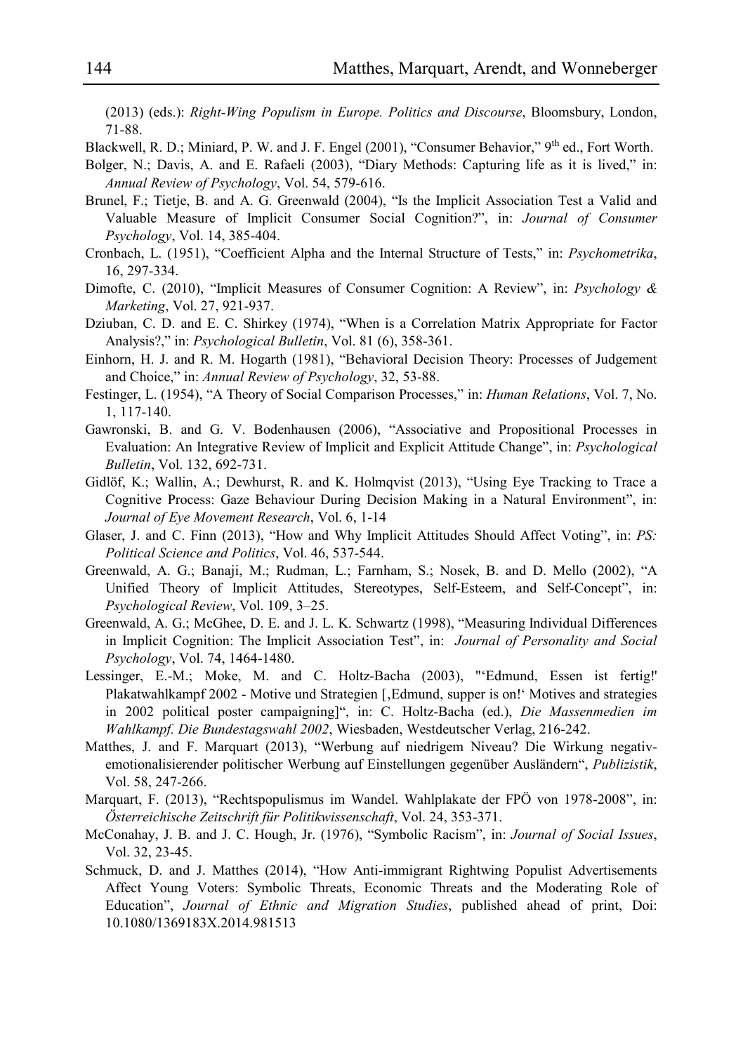(2013) (eds.): *Right-Wing Populism in Europe. Politics and Discourse*, Bloomsbury, London, 71-88.

Blackwell, R. D.; Miniard, P. W. and J. F. Engel (2001), "Consumer Behavior," 9th ed., Fort Worth.

Bolger, N.; Davis, A. and E. Rafaeli (2003), "Diary Methods: Capturing life as it is lived," in: *Annual Review of Psychology*, Vol. 54, 579-616.

Brunel, F.; Tietje, B. and A. G. Greenwald (2004), "Is the Implicit Association Test a Valid and Valuable Measure of Implicit Consumer Social Cognition?", in: *Journal of Consumer Psychology*, Vol. 14, 385-404.

Cronbach, L. (1951), "Coefficient Alpha and the Internal Structure of Tests," in: *Psychometrika*, 16, 297-334.

Dimofte, C. (2010), "Implicit Measures of Consumer Cognition: A Review", in: *Psychology & Marketing*, Vol. 27, 921-937.

Dziuban, C. D. and E. C. Shirkey (1974), "When is a Correlation Matrix Appropriate for Factor Analysis?," in: *Psychological Bulletin*, Vol. 81 (6), 358-361.

Einhorn, H. J. and R. M. Hogarth (1981), "Behavioral Decision Theory: Processes of Judgement and Choice," in: *Annual Review of Psychology*, 32, 53-88.

Festinger, L. (1954), "A Theory of Social Comparison Processes," in: *Human Relations*, Vol. 7, No. 1, 117-140.

Gawronski, B. and G. V. Bodenhausen (2006), "Associative and Propositional Processes in Evaluation: An Integrative Review of Implicit and Explicit Attitude Change", in: *Psychological Bulletin*, Vol. 132, 692-731.

Gidlöf, K.; Wallin, A.; Dewhurst, R. and K. Holmqvist (2013), "Using Eye Tracking to Trace a Cognitive Process: Gaze Behaviour During Decision Making in a Natural Environment", in: *Journal of Eye Movement Research*, Vol. 6, 1-14

Glaser, J. and C. Finn (2013), "How and Why Implicit Attitudes Should Affect Voting", in: *PS: Political Science and Politics*, Vol. 46, 537-544.

Greenwald, A. G.; Banaji, M.; Rudman, L.; Farnham, S.; Nosek, B. and D. Mello (2002), "A Unified Theory of Implicit Attitudes, Stereotypes, Self-Esteem, and Self-Concept", in: *Psychological Review*, Vol. 109, 3–25.

Greenwald, A. G.; McGhee, D. E. and J. L. K. Schwartz (1998), "Measuring Individual Differences in Implicit Cognition: The Implicit Association Test", in: *Journal of Personality and Social Psychology*, Vol. 74, 1464-1480.

Lessinger, E.-M.; Moke, M. and C. Holtz-Bacha (2003), "'Edmund, Essen ist fertig!' Plakatwahlkampf 2002 - Motive und Strategien [‚Edmund, supper is on!' Motives and strategies in 2002 political poster campaigning]", in: C. Holtz-Bacha (ed.), *Die Massenmedien im Wahlkampf. Die Bundestagswahl 2002*, Wiesbaden, Westdeutscher Verlag, 216-242.

Matthes, J. and F. Marquart (2013), "Werbung auf niedrigem Niveau? Die Wirkung negativ-emotionalisierender politischer Werbung auf Einstellungen gegenüber Ausländern", *Publizistik*, Vol. 58, 247-266.

Marquart, F. (2013), "Rechtspopulismus im Wandel. Wahlplakate der FPÖ von 1978-2008", in: *Österreichische Zeitschrift für Politikwissenschaft*, Vol. 24, 353-371.

McConahay, J. B. and J. C. Hough, Jr. (1976), "Symbolic Racism", in: *Journal of Social Issues*, Vol. 32, 23-45.

Schmuck, D. and J. Matthes (2014), "How Anti-immigrant Rightwing Populist Advertisements Affect Young Voters: Symbolic Threats, Economic Threats and the Moderating Role of Education", *Journal of Ethnic and Migration Studies*, published ahead of print, Doi: 10.1080/1369183X.2014.981513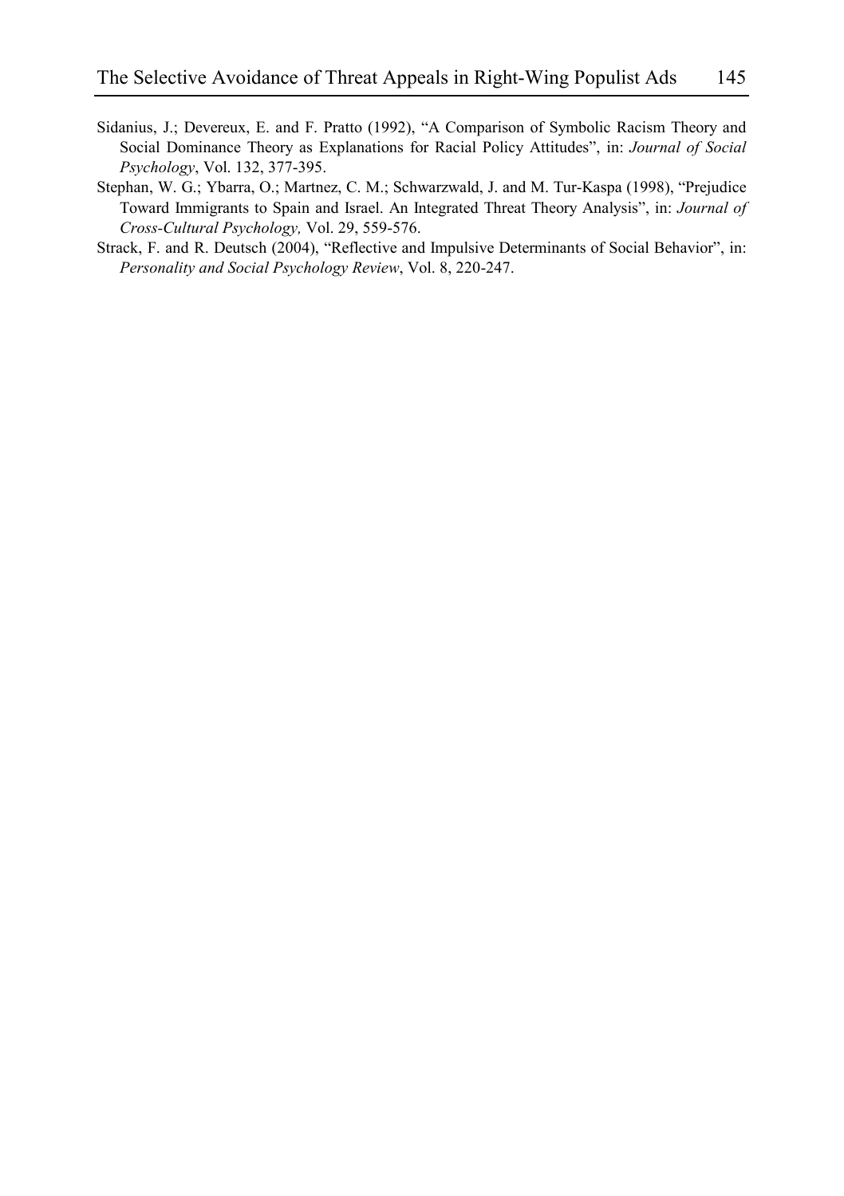Sidanius, J.; Devereux, E. and F. Pratto (1992), "A Comparison of Symbolic Racism Theory and Social Dominance Theory as Explanations for Racial Policy Attitudes", in: *Journal of Social Psychology*, Vol. 132, 377-395.

Stephan, W. G.; Ybarra, O.; Martnez, C. M.; Schwarzwald, J. and M. Tur-Kaspa (1998), "Prejudice Toward Immigrants to Spain and Israel. An Integrated Threat Theory Analysis", in: *Journal of Cross-Cultural Psychology,* Vol. 29, 559-576.

Strack, F. and R. Deutsch (2004), "Reflective and Impulsive Determinants of Social Behavior", in: *Personality and Social Psychology Review*, Vol. 8, 220-247.